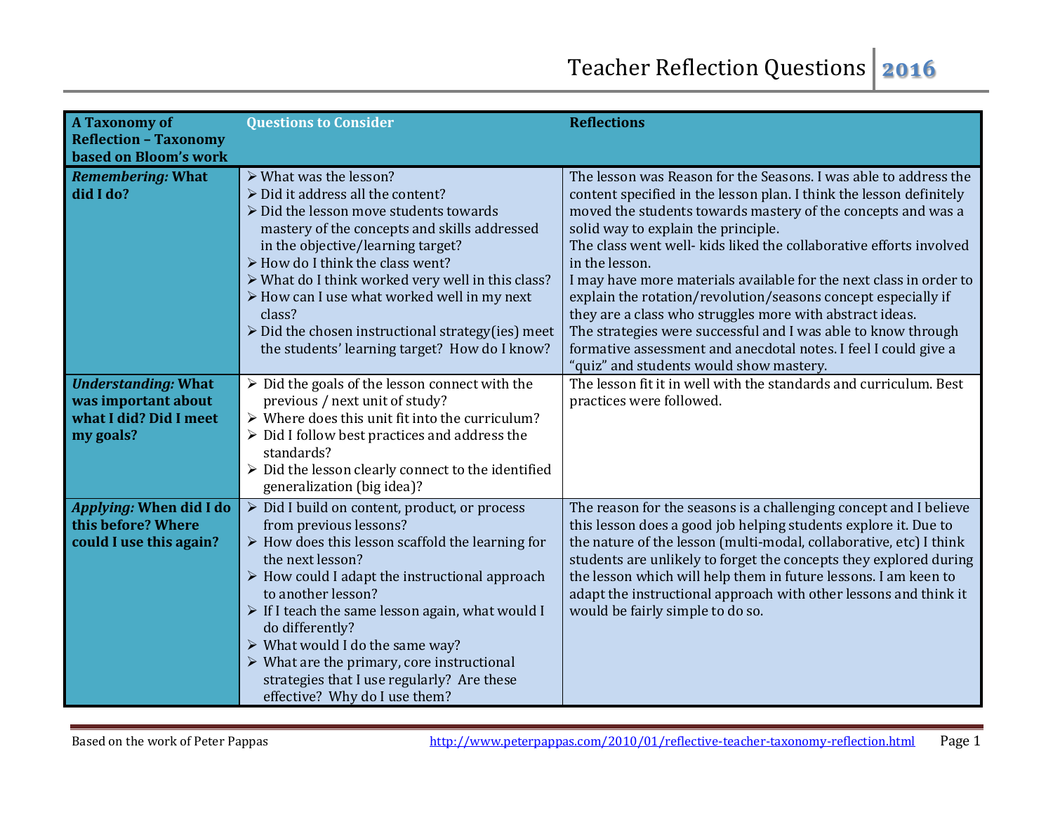# Teacher Reflection Questions 2016

| A Taxonomy of Reflection – Taxonomy based on Bloom's work | Questions to Consider | Reflections |
|---|---|---|
| ***Remembering:* What did I do?** | ➢ What was the lesson?<br>➢ Did it address all the content?<br>➢ Did the lesson move students towards mastery of the concepts and skills addressed in the objective/learning target?<br>➢ How do I think the class went?<br>➢ What do I think worked very well in this class?<br>➢ How can I use what worked well in my next class?<br>➢ Did the chosen instructional strategy(ies) meet the students' learning target? How do I know? | The lesson was Reason for the Seasons. I was able to address the content specified in the lesson plan. I think the lesson definitely moved the students towards mastery of the concepts and was a solid way to explain the principle.<br>The class went well- kids liked the collaborative efforts involved in the lesson.<br>I may have more materials available for the next class in order to explain the rotation/revolution/seasons concept especially if they are a class who struggles more with abstract ideas.<br>The strategies were successful and I was able to know through formative assessment and anecdotal notes. I feel I could give a "quiz" and students would show mastery. |
| ***Understanding:* What was important about what I did? Did I meet my goals?** | ➢ Did the goals of the lesson connect with the previous / next unit of study?<br>➢ Where does this unit fit into the curriculum?<br>➢ Did I follow best practices and address the standards?<br>➢ Did the lesson clearly connect to the identified generalization (big idea)? | The lesson fit it in well with the standards and curriculum. Best practices were followed. |
| ***Applying:* When did I do this before? Where could I use this again?** | ➢ Did I build on content, product, or process from previous lessons?<br>➢ How does this lesson scaffold the learning for the next lesson?<br>➢ How could I adapt the instructional approach to another lesson?<br>➢ If I teach the same lesson again, what would I do differently?<br>➢ What would I do the same way?<br>➢ What are the primary, core instructional strategies that I use regularly? Are these effective? Why do I use them? | The reason for the seasons is a challenging concept and I believe this lesson does a good job helping students explore it. Due to the nature of the lesson (multi-modal, collaborative, etc) I think students are unlikely to forget the concepts they explored during the lesson which will help them in future lessons. I am keen to adapt the instructional approach with other lessons and think it would be fairly simple to do so. |

Based on the work of Peter Pappas http://www.peterpappas.com/2010/01/reflective-teacher-taxonomy-reflection.html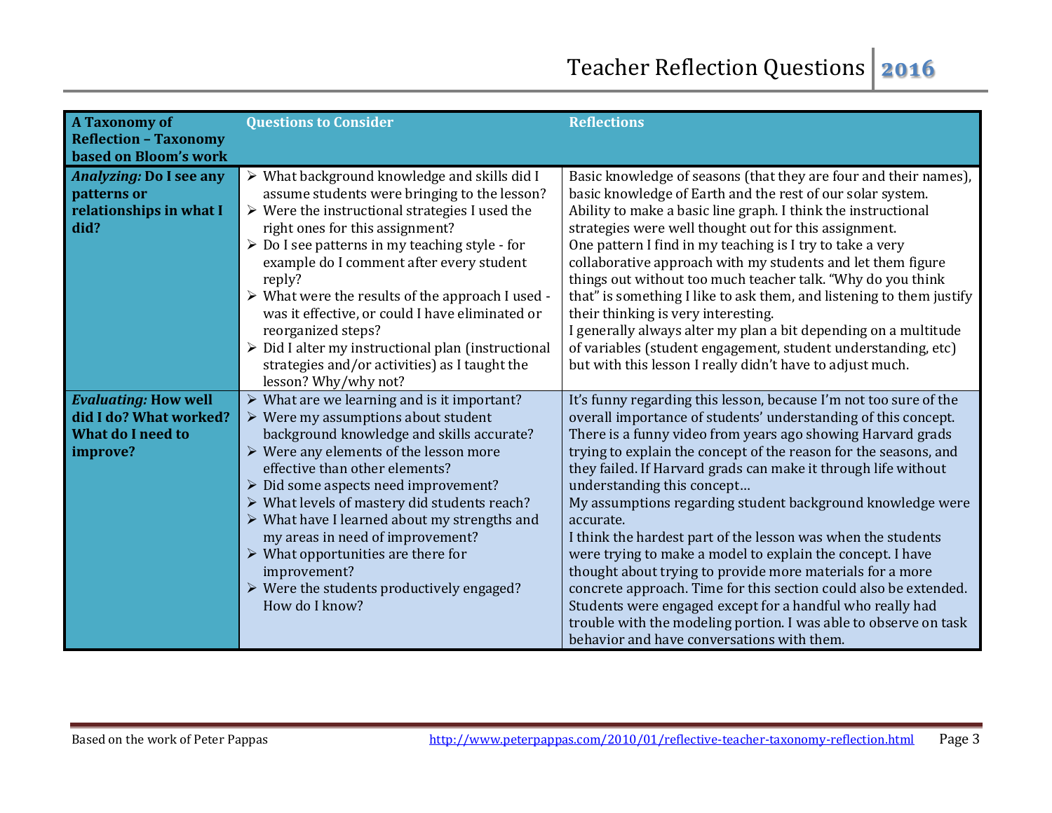| A Taxonomy of Reflection – Taxonomy based on Bloom's work | Questions to Consider | Reflections |
|---|---|---|
| ***Analyzing:* Do I see any patterns or relationships in what I did?** | ➢ What background knowledge and skills did I assume students were bringing to the lesson?<br>➢ Were the instructional strategies I used the right ones for this assignment?<br>➢ Do I see patterns in my teaching style - for example do I comment after every student reply?<br>➢ What were the results of the approach I used - was it effective, or could I have eliminated or reorganized steps?<br>➢ Did I alter my instructional plan (instructional strategies and/or activities) as I taught the lesson? Why/why not? | Basic knowledge of seasons (that they are four and their names), basic knowledge of Earth and the rest of our solar system. Ability to make a basic line graph. I think the instructional strategies were well thought out for this assignment.<br>One pattern I find in my teaching is I try to take a very collaborative approach with my students and let them figure things out without too much teacher talk. "Why do you think that" is something I like to ask them, and listening to them justify their thinking is very interesting.<br>I generally always alter my plan a bit depending on a multitude of variables (student engagement, student understanding, etc) but with this lesson I really didn't have to adjust much. |
| ***Evaluating:* How well did I do? What worked? What do I need to improve?** | ➢ What are we learning and is it important?<br>➢ Were my assumptions about student background knowledge and skills accurate?<br>➢ Were any elements of the lesson more effective than other elements?<br>➢ Did some aspects need improvement?<br>➢ What levels of mastery did students reach?<br>➢ What have I learned about my strengths and my areas in need of improvement?<br>➢ What opportunities are there for improvement?<br>➢ Were the students productively engaged? How do I know? | It's funny regarding this lesson, because I'm not too sure of the overall importance of students' understanding of this concept. There is a funny video from years ago showing Harvard grads trying to explain the concept of the reason for the seasons, and they failed. If Harvard grads can make it through life without understanding this concept…<br>My assumptions regarding student background knowledge were accurate.<br>I think the hardest part of the lesson was when the students were trying to make a model to explain the concept. I have thought about trying to provide more materials for a more concrete approach. Time for this section could also be extended.<br>Students were engaged except for a handful who really had trouble with the modeling portion. I was able to observe on task behavior and have conversations with them. |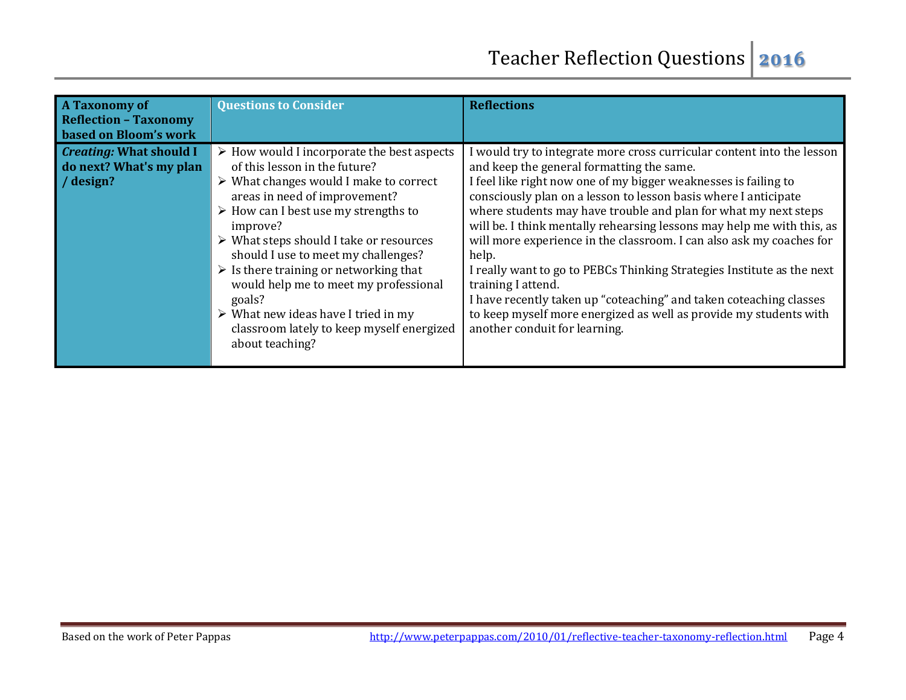| A Taxonomy of Reflection – Taxonomy based on Bloom's work | Questions to Consider | Reflections |
|---|---|---|
| ***Creating:* What should I do next? What's my plan / design?** | ➢ How would I incorporate the best aspects of this lesson in the future?<br>➢ What changes would I make to correct areas in need of improvement?<br>➢ How can I best use my strengths to improve?<br>➢ What steps should I take or resources should I use to meet my challenges?<br>➢ Is there training or networking that would help me to meet my professional goals?<br>➢ What new ideas have I tried in my classroom lately to keep myself energized about teaching? | I would try to integrate more cross curricular content into the lesson and keep the general formatting the same.<br>I feel like right now one of my bigger weaknesses is failing to consciously plan on a lesson to lesson basis where I anticipate where students may have trouble and plan for what my next steps will be. I think mentally rehearsing lessons may help me with this, as will more experience in the classroom. I can also ask my coaches for help.<br>I really want to go to PEBCs Thinking Strategies Institute as the next training I attend.<br>I have recently taken up "coteaching" and taken coteaching classes to keep myself more energized as well as provide my students with another conduit for learning. |